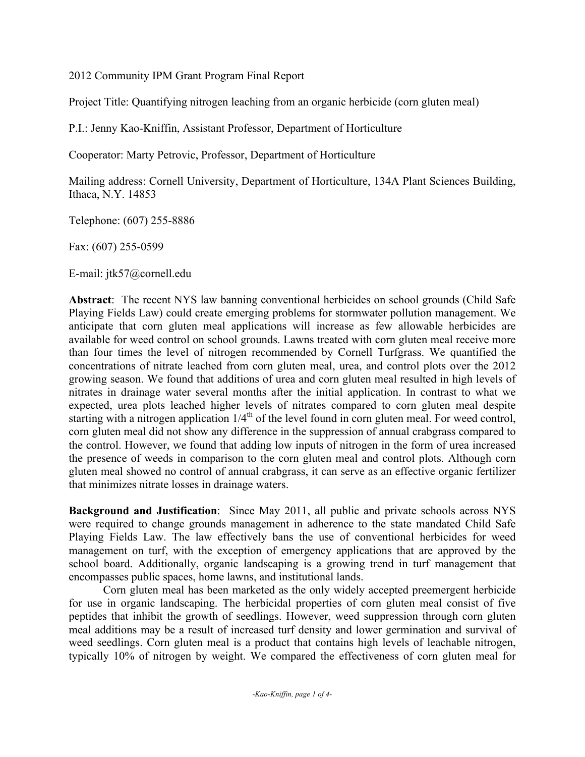2012 Community IPM Grant Program Final Report

Project Title: Quantifying nitrogen leaching from an organic herbicide (corn gluten meal)

P.I.: Jenny Kao-Kniffin, Assistant Professor, Department of Horticulture

Cooperator: Marty Petrovic, Professor, Department of Horticulture

Mailing address: Cornell University, Department of Horticulture, 134A Plant Sciences Building, Ithaca, N.Y. 14853

Telephone: (607) 255-8886

Fax: (607) 255-0599

E-mail: jtk57@cornell.edu

**Abstract**: The recent NYS law banning conventional herbicides on school grounds (Child Safe Playing Fields Law) could create emerging problems for stormwater pollution management. We anticipate that corn gluten meal applications will increase as few allowable herbicides are available for weed control on school grounds. Lawns treated with corn gluten meal receive more than four times the level of nitrogen recommended by Cornell Turfgrass. We quantified the concentrations of nitrate leached from corn gluten meal, urea, and control plots over the 2012 growing season. We found that additions of urea and corn gluten meal resulted in high levels of nitrates in drainage water several months after the initial application. In contrast to what we expected, urea plots leached higher levels of nitrates compared to corn gluten meal despite starting with a nitrogen application 1/4$^{th}$ of the level found in corn gluten meal. For weed control, corn gluten meal did not show any difference in the suppression of annual crabgrass compared to the control. However, we found that adding low inputs of nitrogen in the form of urea increased the presence of weeds in comparison to the corn gluten meal and control plots. Although corn gluten meal showed no control of annual crabgrass, it can serve as an effective organic fertilizer that minimizes nitrate losses in drainage waters.

**Background and Justification**: Since May 2011, all public and private schools across NYS were required to change grounds management in adherence to the state mandated Child Safe Playing Fields Law. The law effectively bans the use of conventional herbicides for weed management on turf, with the exception of emergency applications that are approved by the school board. Additionally, organic landscaping is a growing trend in turf management that encompasses public spaces, home lawns, and institutional lands.

Corn gluten meal has been marketed as the only widely accepted preemergent herbicide for use in organic landscaping. The herbicidal properties of corn gluten meal consist of five peptides that inhibit the growth of seedlings. However, weed suppression through corn gluten meal additions may be a result of increased turf density and lower germination and survival of weed seedlings. Corn gluten meal is a product that contains high levels of leachable nitrogen, typically 10% of nitrogen by weight. We compared the effectiveness of corn gluten meal for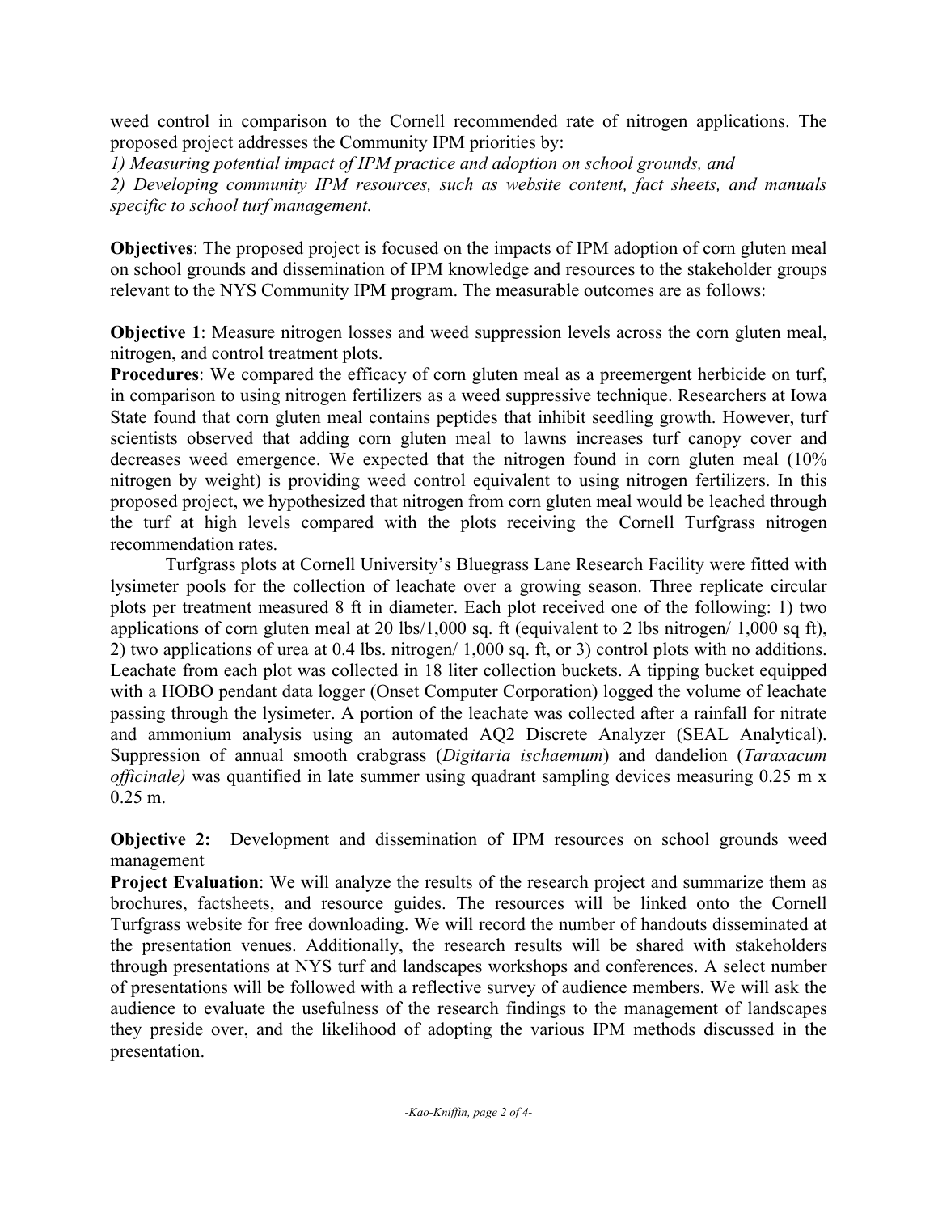weed control in comparison to the Cornell recommended rate of nitrogen applications. The proposed project addresses the Community IPM priorities by:

*1) Measuring potential impact of IPM practice and adoption on school grounds, and*

*2) Developing community IPM resources, such as website content, fact sheets, and manuals specific to school turf management.*

**Objectives**: The proposed project is focused on the impacts of IPM adoption of corn gluten meal on school grounds and dissemination of IPM knowledge and resources to the stakeholder groups relevant to the NYS Community IPM program. The measurable outcomes are as follows:

**Objective 1**: Measure nitrogen losses and weed suppression levels across the corn gluten meal, nitrogen, and control treatment plots.

**Procedures**: We compared the efficacy of corn gluten meal as a preemergent herbicide on turf, in comparison to using nitrogen fertilizers as a weed suppressive technique. Researchers at Iowa State found that corn gluten meal contains peptides that inhibit seedling growth. However, turf scientists observed that adding corn gluten meal to lawns increases turf canopy cover and decreases weed emergence. We expected that the nitrogen found in corn gluten meal (10% nitrogen by weight) is providing weed control equivalent to using nitrogen fertilizers. In this proposed project, we hypothesized that nitrogen from corn gluten meal would be leached through the turf at high levels compared with the plots receiving the Cornell Turfgrass nitrogen recommendation rates.

Turfgrass plots at Cornell University's Bluegrass Lane Research Facility were fitted with lysimeter pools for the collection of leachate over a growing season. Three replicate circular plots per treatment measured 8 ft in diameter. Each plot received one of the following: 1) two applications of corn gluten meal at 20 lbs/1,000 sq. ft (equivalent to 2 lbs nitrogen/ 1,000 sq ft), 2) two applications of urea at 0.4 lbs. nitrogen/ 1,000 sq. ft, or 3) control plots with no additions. Leachate from each plot was collected in 18 liter collection buckets. A tipping bucket equipped with a HOBO pendant data logger (Onset Computer Corporation) logged the volume of leachate passing through the lysimeter. A portion of the leachate was collected after a rainfall for nitrate and ammonium analysis using an automated AQ2 Discrete Analyzer (SEAL Analytical). Suppression of annual smooth crabgrass (*Digitaria ischaemum*) and dandelion (*Taraxacum officinale)* was quantified in late summer using quadrant sampling devices measuring 0.25 m x 0.25 m.

**Objective 2:** Development and dissemination of IPM resources on school grounds weed management

**Project Evaluation**: We will analyze the results of the research project and summarize them as brochures, factsheets, and resource guides. The resources will be linked onto the Cornell Turfgrass website for free downloading. We will record the number of handouts disseminated at the presentation venues. Additionally, the research results will be shared with stakeholders through presentations at NYS turf and landscapes workshops and conferences. A select number of presentations will be followed with a reflective survey of audience members. We will ask the audience to evaluate the usefulness of the research findings to the management of landscapes they preside over, and the likelihood of adopting the various IPM methods discussed in the presentation.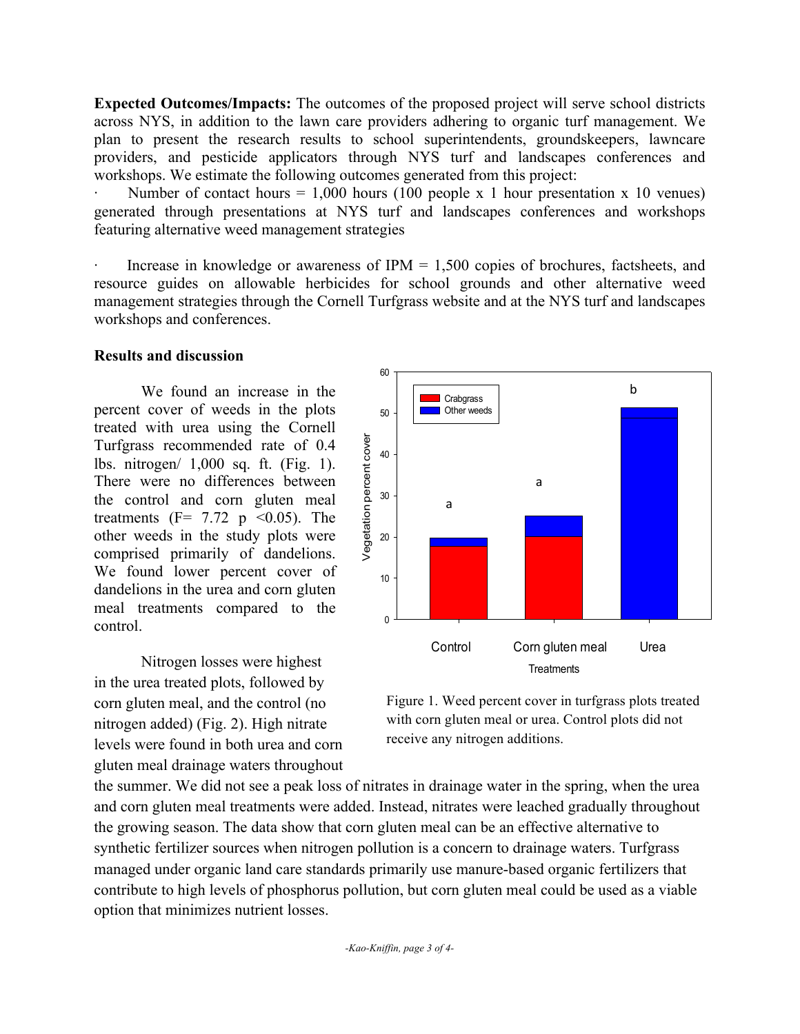**Expected Outcomes/Impacts:** The outcomes of the proposed project will serve school districts across NYS, in addition to the lawn care providers adhering to organic turf management. We plan to present the research results to school superintendents, groundskeepers, lawncare providers, and pesticide applicators through NYS turf and landscapes conferences and workshops. We estimate the following outcomes generated from this project:

· Number of contact hours = 1,000 hours (100 people x 1 hour presentation x 10 venues) generated through presentations at NYS turf and landscapes conferences and workshops featuring alternative weed management strategies

· Increase in knowledge or awareness of IPM = 1,500 copies of brochures, factsheets, and resource guides on allowable herbicides for school grounds and other alternative weed management strategies through the Cornell Turfgrass website and at the NYS turf and landscapes workshops and conferences.

**Results and discussion**

We found an increase in the percent cover of weeds in the plots treated with urea using the Cornell Turfgrass recommended rate of 0.4 lbs. nitrogen/ 1,000 sq. ft. (Fig. 1). There were no differences between the control and corn gluten meal treatments ($F= 7.72$ $p <0.05$). The other weeds in the study plots were comprised primarily of dandelions. We found lower percent cover of dandelions in the urea and corn gluten meal treatments compared to the control.

Figure 1. Weed percent cover in turfgrass plots treated with corn gluten meal or urea. Control plots did not receive any nitrogen additions.

Nitrogen losses were highest in the urea treated plots, followed by corn gluten meal, and the control (no nitrogen added) (Fig. 2). High nitrate levels were found in both urea and corn gluten meal drainage waters throughout the summer. We did not see a peak loss of nitrates in drainage water in the spring, when the urea and corn gluten meal treatments were added. Instead, nitrates were leached gradually throughout the growing season. The data show that corn gluten meal can be an effective alternative to synthetic fertilizer sources when nitrogen pollution is a concern to drainage waters. Turfgrass managed under organic land care standards primarily use manure-based organic fertilizers that contribute to high levels of phosphorus pollution, but corn gluten meal could be used as a viable option that minimizes nutrient losses.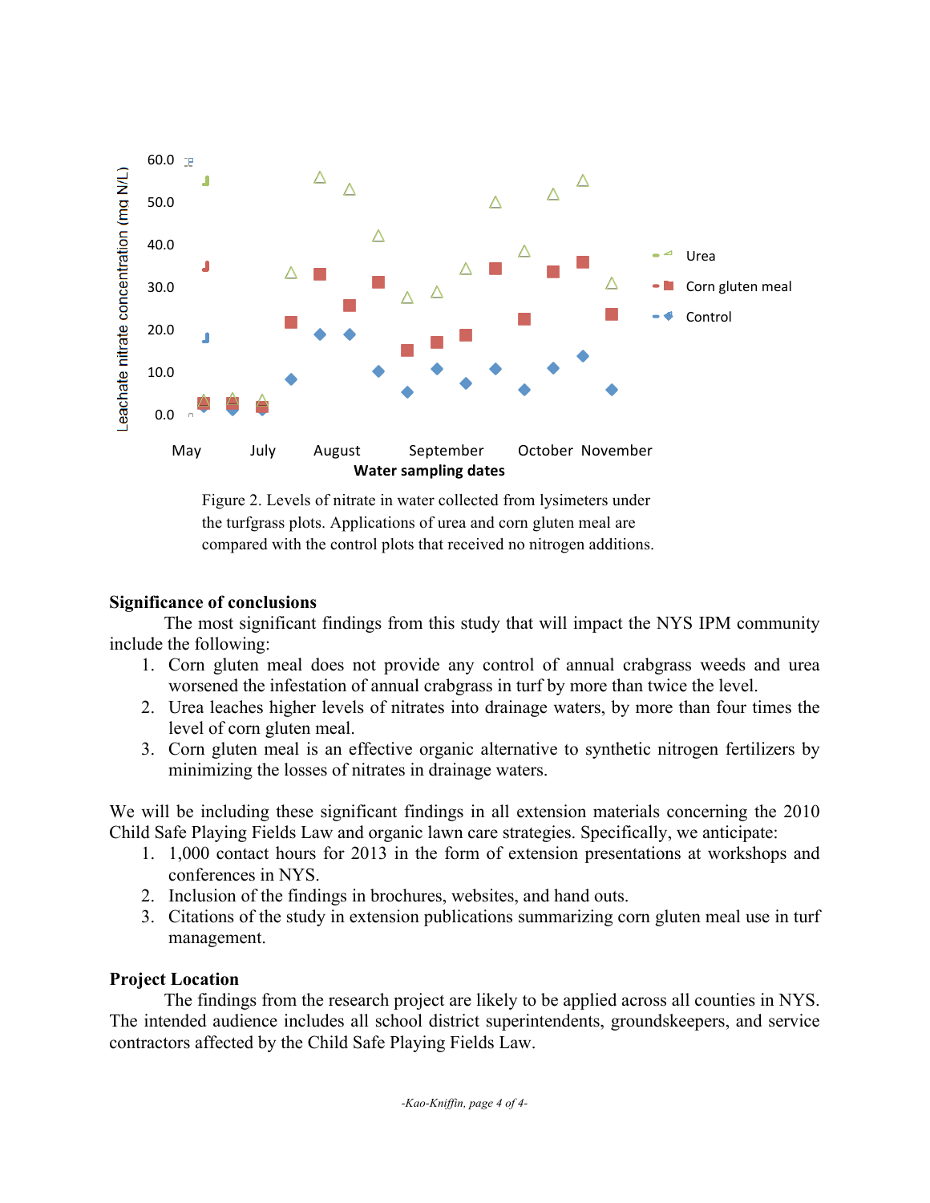Figure 2. Levels of nitrate in water collected from lysimeters under the turfgrass plots. Applications of urea and corn gluten meal are compared with the control plots that received no nitrogen additions.

**Significance of conclusions**

The most significant findings from this study that will impact the NYS IPM community include the following:

1. Corn gluten meal does not provide any control of annual crabgrass weeds and urea worsened the infestation of annual crabgrass in turf by more than twice the level.
2. Urea leaches higher levels of nitrates into drainage waters, by more than four times the level of corn gluten meal.
3. Corn gluten meal is an effective organic alternative to synthetic nitrogen fertilizers by minimizing the losses of nitrates in drainage waters.

We will be including these significant findings in all extension materials concerning the 2010 Child Safe Playing Fields Law and organic lawn care strategies. Specifically, we anticipate:

1. 1,000 contact hours for 2013 in the form of extension presentations at workshops and conferences in NYS.
2. Inclusion of the findings in brochures, websites, and hand outs.
3. Citations of the study in extension publications summarizing corn gluten meal use in turf management.

**Project Location**

The findings from the research project are likely to be applied across all counties in NYS. The intended audience includes all school district superintendents, groundskeepers, and service contractors affected by the Child Safe Playing Fields Law.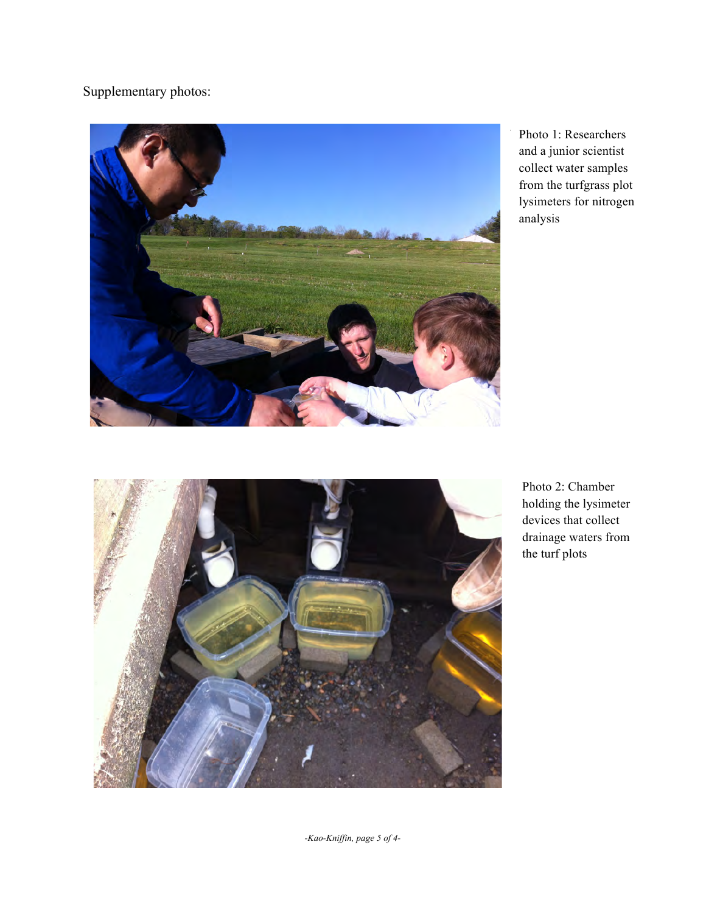Supplementary photos:

Photo 1: Researchers and a junior scientist collect water samples from the turfgrass plot lysimeters for nitrogen analysis

Photo 2: Chamber holding the lysimeter devices that collect drainage waters from the turf plots